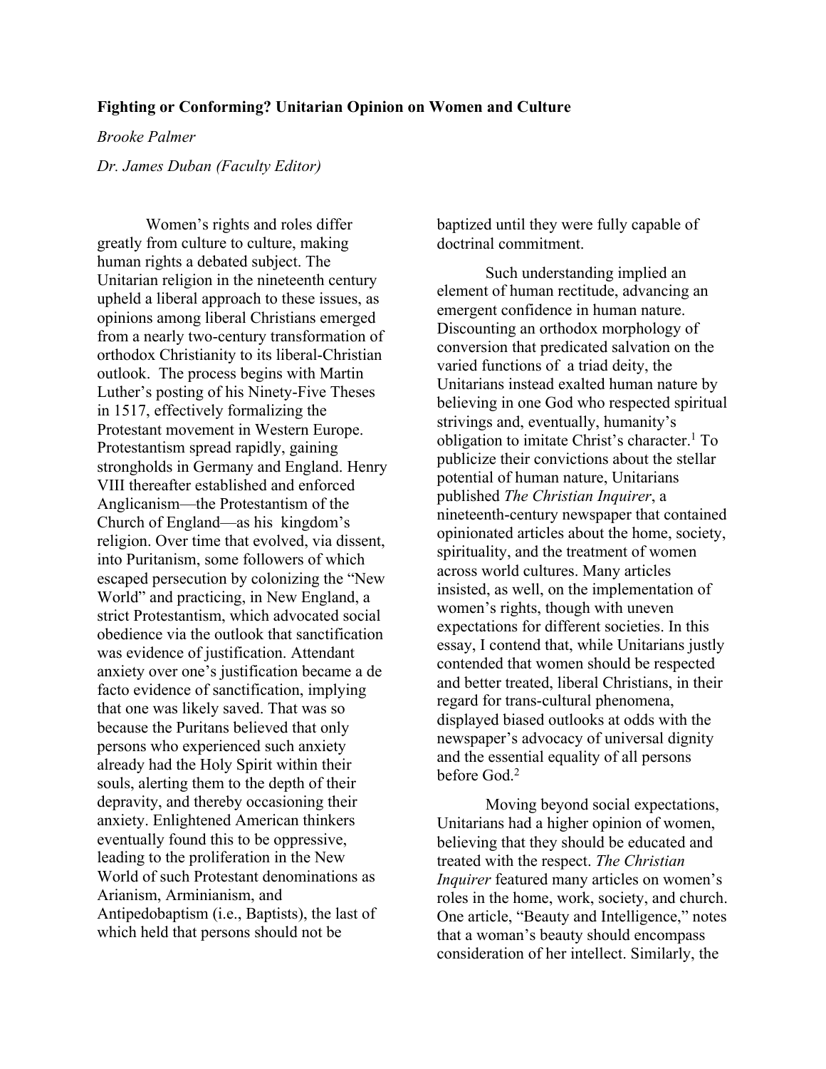**Fighting or Conforming? Unitarian Opinion on Women and Culture**

*Brooke Palmer*

*Dr. James Duban (Faculty Editor)*

Women's rights and roles differ greatly from culture to culture, making human rights a debated subject. The Unitarian religion in the nineteenth century upheld a liberal approach to these issues, as opinions among liberal Christians emerged from a nearly two-century transformation of orthodox Christianity to its liberal-Christian outlook. The process begins with Martin Luther's posting of his Ninety-Five Theses in 1517, effectively formalizing the Protestant movement in Western Europe. Protestantism spread rapidly, gaining strongholds in Germany and England. Henry VIII thereafter established and enforced Anglicanism—the Protestantism of the Church of England—as his kingdom's religion. Over time that evolved, via dissent, into Puritanism, some followers of which escaped persecution by colonizing the "New World" and practicing, in New England, a strict Protestantism, which advocated social obedience via the outlook that sanctification was evidence of justification. Attendant anxiety over one's justification became a de facto evidence of sanctification, implying that one was likely saved. That was so because the Puritans believed that only persons who experienced such anxiety already had the Holy Spirit within their souls, alerting them to the depth of their depravity, and thereby occasioning their anxiety. Enlightened American thinkers eventually found this to be oppressive, leading to the proliferation in the New World of such Protestant denominations as Arianism, Arminianism, and Antipedobaptism (i.e., Baptists), the last of which held that persons should not be baptized until they were fully capable of doctrinal commitment.

Such understanding implied an element of human rectitude, advancing an emergent confidence in human nature. Discounting an orthodox morphology of conversion that predicated salvation on the varied functions of a triad deity, the Unitarians instead exalted human nature by believing in one God who respected spiritual strivings and, eventually, humanity's obligation to imitate Christ's character.[1] To publicize their convictions about the stellar potential of human nature, Unitarians published *The Christian Inquirer*, a nineteenth-century newspaper that contained opinionated articles about the home, society, spirituality, and the treatment of women across world cultures. Many articles insisted, as well, on the implementation of women's rights, though with uneven expectations for different societies. In this essay, I contend that, while Unitarians justly contended that women should be respected and better treated, liberal Christians, in their regard for trans-cultural phenomena, displayed biased outlooks at odds with the newspaper's advocacy of universal dignity and the essential equality of all persons before God.[2]

Moving beyond social expectations, Unitarians had a higher opinion of women, believing that they should be educated and treated with the respect. *The Christian Inquirer* featured many articles on women's roles in the home, work, society, and church. One article, "Beauty and Intelligence," notes that a woman's beauty should encompass consideration of her intellect. Similarly, the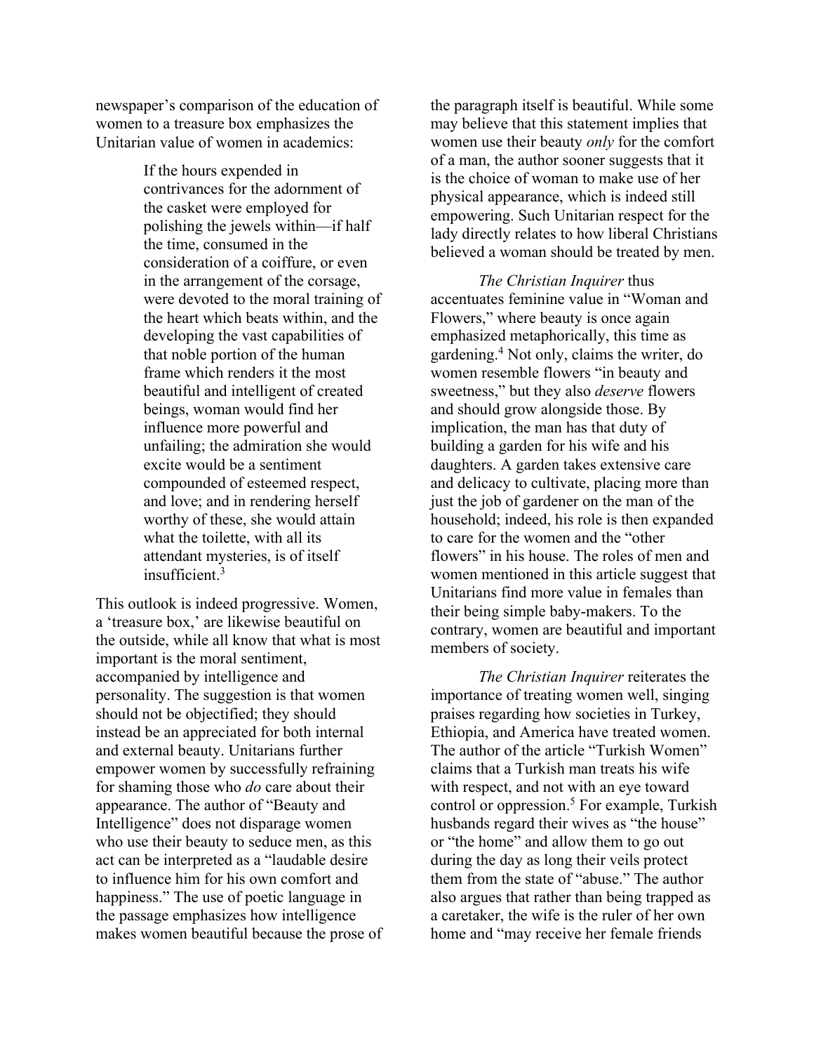newspaper's comparison of the education of women to a treasure box emphasizes the Unitarian value of women in academics:

> If the hours expended in contrivances for the adornment of the casket were employed for polishing the jewels within—if half the time, consumed in the consideration of a coiffure, or even in the arrangement of the corsage, were devoted to the moral training of the heart which beats within, and the developing the vast capabilities of that noble portion of the human frame which renders it the most beautiful and intelligent of created beings, woman would find her influence more powerful and unfailing; the admiration she would excite would be a sentiment compounded of esteemed respect, and love; and in rendering herself worthy of these, she would attain what the toilette, with all its attendant mysteries, is of itself insufficient.[3]

This outlook is indeed progressive. Women, a 'treasure box,' are likewise beautiful on the outside, while all know that what is most important is the moral sentiment, accompanied by intelligence and personality. The suggestion is that women should not be objectified; they should instead be an appreciated for both internal and external beauty. Unitarians further empower women by successfully refraining for shaming those who *do* care about their appearance. The author of "Beauty and Intelligence" does not disparage women who use their beauty to seduce men, as this act can be interpreted as a "laudable desire to influence him for his own comfort and happiness." The use of poetic language in the passage emphasizes how intelligence makes women beautiful because the prose of the paragraph itself is beautiful. While some may believe that this statement implies that women use their beauty *only* for the comfort of a man, the author sooner suggests that it is the choice of woman to make use of her physical appearance, which is indeed still empowering. Such Unitarian respect for the lady directly relates to how liberal Christians believed a woman should be treated by men.

*The Christian Inquirer* thus accentuates feminine value in "Woman and Flowers," where beauty is once again emphasized metaphorically, this time as gardening.[4] Not only, claims the writer, do women resemble flowers "in beauty and sweetness," but they also *deserve* flowers and should grow alongside those. By implication, the man has that duty of building a garden for his wife and his daughters. A garden takes extensive care and delicacy to cultivate, placing more than just the job of gardener on the man of the household; indeed, his role is then expanded to care for the women and the "other flowers" in his house. The roles of men and women mentioned in this article suggest that Unitarians find more value in females than their being simple baby-makers. To the contrary, women are beautiful and important members of society.

*The Christian Inquirer* reiterates the importance of treating women well, singing praises regarding how societies in Turkey, Ethiopia, and America have treated women. The author of the article "Turkish Women" claims that a Turkish man treats his wife with respect, and not with an eye toward control or oppression.[5] For example, Turkish husbands regard their wives as "the house" or "the home" and allow them to go out during the day as long their veils protect them from the state of "abuse." The author also argues that rather than being trapped as a caretaker, the wife is the ruler of her own home and "may receive her female friends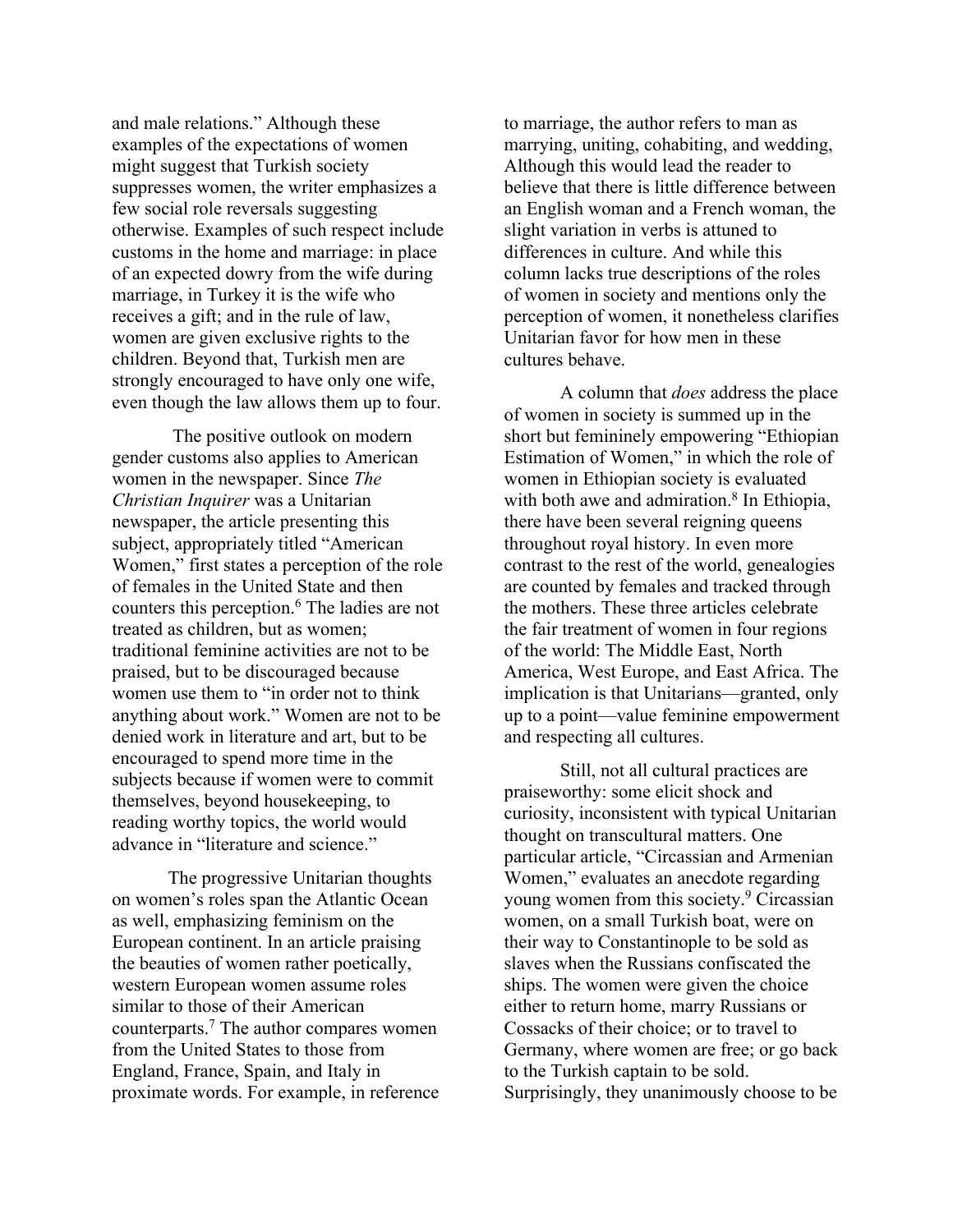and male relations." Although these examples of the expectations of women might suggest that Turkish society suppresses women, the writer emphasizes a few social role reversals suggesting otherwise. Examples of such respect include customs in the home and marriage: in place of an expected dowry from the wife during marriage, in Turkey it is the wife who receives a gift; and in the rule of law, women are given exclusive rights to the children. Beyond that, Turkish men are strongly encouraged to have only one wife, even though the law allows them up to four.

The positive outlook on modern gender customs also applies to American women in the newspaper. Since *The Christian Inquirer* was a Unitarian newspaper, the article presenting this subject, appropriately titled "American Women," first states a perception of the role of females in the United State and then counters this perception.[6] The ladies are not treated as children, but as women; traditional feminine activities are not to be praised, but to be discouraged because women use them to "in order not to think anything about work." Women are not to be denied work in literature and art, but to be encouraged to spend more time in the subjects because if women were to commit themselves, beyond housekeeping, to reading worthy topics, the world would advance in "literature and science."

The progressive Unitarian thoughts on women's roles span the Atlantic Ocean as well, emphasizing feminism on the European continent. In an article praising the beauties of women rather poetically, western European women assume roles similar to those of their American counterparts.[7] The author compares women from the United States to those from England, France, Spain, and Italy in proximate words. For example, in reference to marriage, the author refers to man as marrying, uniting, cohabiting, and wedding, Although this would lead the reader to believe that there is little difference between an English woman and a French woman, the slight variation in verbs is attuned to differences in culture. And while this column lacks true descriptions of the roles of women in society and mentions only the perception of women, it nonetheless clarifies Unitarian favor for how men in these cultures behave.

A column that *does* address the place of women in society is summed up in the short but femininely empowering "Ethiopian Estimation of Women," in which the role of women in Ethiopian society is evaluated with both awe and admiration.[8] In Ethiopia, there have been several reigning queens throughout royal history. In even more contrast to the rest of the world, genealogies are counted by females and tracked through the mothers. These three articles celebrate the fair treatment of women in four regions of the world: The Middle East, North America, West Europe, and East Africa. The implication is that Unitarians—granted, only up to a point—value feminine empowerment and respecting all cultures.

Still, not all cultural practices are praiseworthy: some elicit shock and curiosity, inconsistent with typical Unitarian thought on transcultural matters. One particular article, "Circassian and Armenian Women," evaluates an anecdote regarding young women from this society.[9] Circassian women, on a small Turkish boat, were on their way to Constantinople to be sold as slaves when the Russians confiscated the ships. The women were given the choice either to return home, marry Russians or Cossacks of their choice; or to travel to Germany, where women are free; or go back to the Turkish captain to be sold. Surprisingly, they unanimously choose to be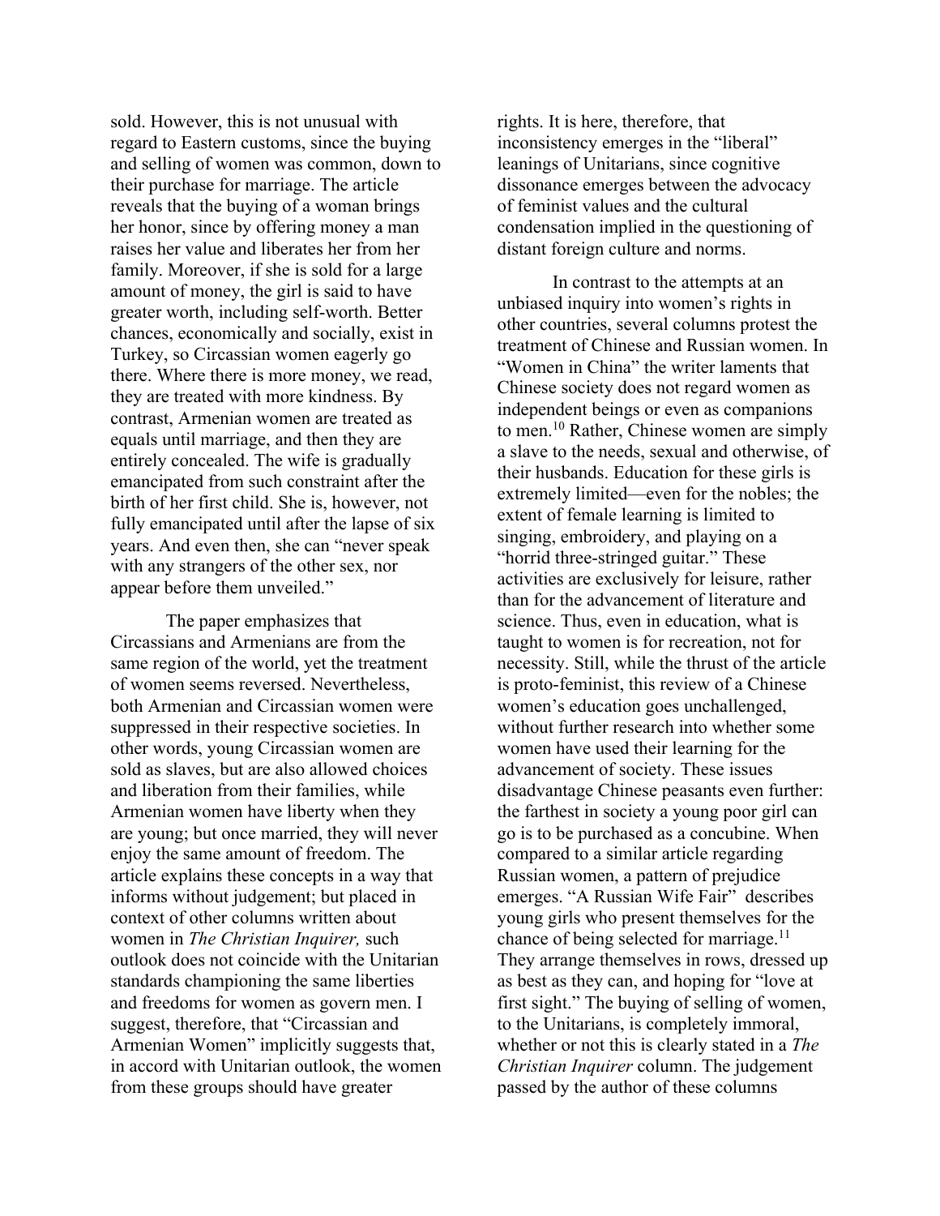sold. However, this is not unusual with regard to Eastern customs, since the buying and selling of women was common, down to their purchase for marriage. The article reveals that the buying of a woman brings her honor, since by offering money a man raises her value and liberates her from her family. Moreover, if she is sold for a large amount of money, the girl is said to have greater worth, including self-worth. Better chances, economically and socially, exist in Turkey, so Circassian women eagerly go there. Where there is more money, we read, they are treated with more kindness. By contrast, Armenian women are treated as equals until marriage, and then they are entirely concealed. The wife is gradually emancipated from such constraint after the birth of her first child. She is, however, not fully emancipated until after the lapse of six years. And even then, she can "never speak with any strangers of the other sex, nor appear before them unveiled."

The paper emphasizes that Circassians and Armenians are from the same region of the world, yet the treatment of women seems reversed. Nevertheless, both Armenian and Circassian women were suppressed in their respective societies. In other words, young Circassian women are sold as slaves, but are also allowed choices and liberation from their families, while Armenian women have liberty when they are young; but once married, they will never enjoy the same amount of freedom. The article explains these concepts in a way that informs without judgement; but placed in context of other columns written about women in *The Christian Inquirer,* such outlook does not coincide with the Unitarian standards championing the same liberties and freedoms for women as govern men. I suggest, therefore, that "Circassian and Armenian Women" implicitly suggests that, in accord with Unitarian outlook, the women from these groups should have greater rights. It is here, therefore, that inconsistency emerges in the "liberal" leanings of Unitarians, since cognitive dissonance emerges between the advocacy of feminist values and the cultural condensation implied in the questioning of distant foreign culture and norms.

In contrast to the attempts at an unbiased inquiry into women's rights in other countries, several columns protest the treatment of Chinese and Russian women. In "Women in China" the writer laments that Chinese society does not regard women as independent beings or even as companions to men.[10] Rather, Chinese women are simply a slave to the needs, sexual and otherwise, of their husbands. Education for these girls is extremely limited—even for the nobles; the extent of female learning is limited to singing, embroidery, and playing on a "horrid three-stringed guitar." These activities are exclusively for leisure, rather than for the advancement of literature and science. Thus, even in education, what is taught to women is for recreation, not for necessity. Still, while the thrust of the article is proto-feminist, this review of a Chinese women's education goes unchallenged, without further research into whether some women have used their learning for the advancement of society. These issues disadvantage Chinese peasants even further: the farthest in society a young poor girl can go is to be purchased as a concubine. When compared to a similar article regarding Russian women, a pattern of prejudice emerges. "A Russian Wife Fair" describes young girls who present themselves for the chance of being selected for marriage.[11] They arrange themselves in rows, dressed up as best as they can, and hoping for "love at first sight." The buying of selling of women, to the Unitarians, is completely immoral, whether or not this is clearly stated in a *The Christian Inquirer* column. The judgement passed by the author of these columns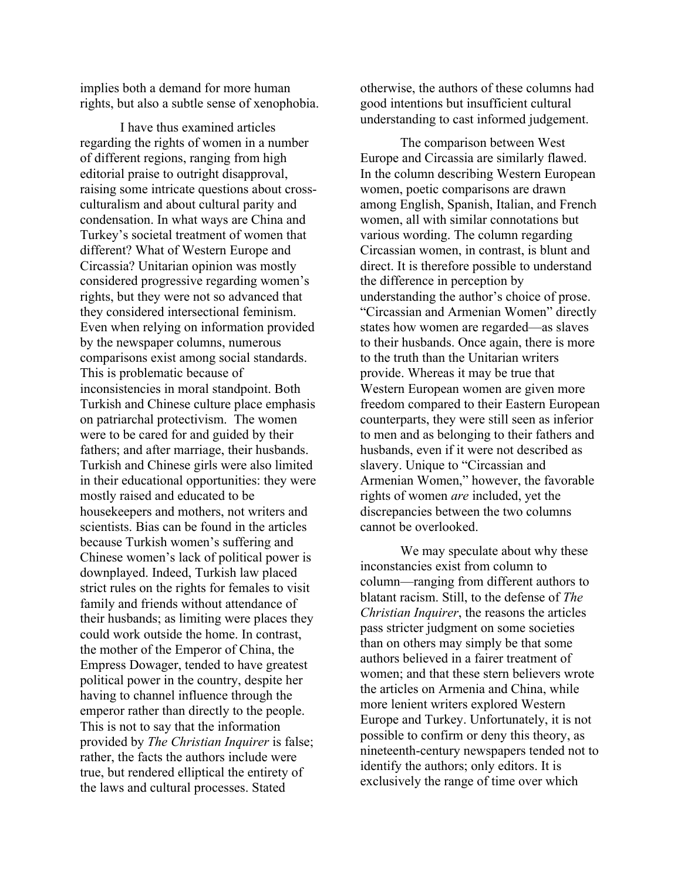implies both a demand for more human rights, but also a subtle sense of xenophobia.

I have thus examined articles regarding the rights of women in a number of different regions, ranging from high editorial praise to outright disapproval, raising some intricate questions about cross-culturalism and about cultural parity and condensation. In what ways are China and Turkey's societal treatment of women that different? What of Western Europe and Circassia? Unitarian opinion was mostly considered progressive regarding women's rights, but they were not so advanced that they considered intersectional feminism. Even when relying on information provided by the newspaper columns, numerous comparisons exist among social standards. This is problematic because of inconsistencies in moral standpoint. Both Turkish and Chinese culture place emphasis on patriarchal protectivism. The women were to be cared for and guided by their fathers; and after marriage, their husbands. Turkish and Chinese girls were also limited in their educational opportunities: they were mostly raised and educated to be housekeepers and mothers, not writers and scientists. Bias can be found in the articles because Turkish women's suffering and Chinese women's lack of political power is downplayed. Indeed, Turkish law placed strict rules on the rights for females to visit family and friends without attendance of their husbands; as limiting were places they could work outside the home. In contrast, the mother of the Emperor of China, the Empress Dowager, tended to have greatest political power in the country, despite her having to channel influence through the emperor rather than directly to the people. This is not to say that the information provided by *The Christian Inquirer* is false; rather, the facts the authors include were true, but rendered elliptical the entirety of the laws and cultural processes. Stated otherwise, the authors of these columns had good intentions but insufficient cultural understanding to cast informed judgement.

The comparison between West Europe and Circassia are similarly flawed. In the column describing Western European women, poetic comparisons are drawn among English, Spanish, Italian, and French women, all with similar connotations but various wording. The column regarding Circassian women, in contrast, is blunt and direct. It is therefore possible to understand the difference in perception by understanding the author's choice of prose. "Circassian and Armenian Women" directly states how women are regarded—as slaves to their husbands. Once again, there is more to the truth than the Unitarian writers provide. Whereas it may be true that Western European women are given more freedom compared to their Eastern European counterparts, they were still seen as inferior to men and as belonging to their fathers and husbands, even if it were not described as slavery. Unique to "Circassian and Armenian Women," however, the favorable rights of women *are* included, yet the discrepancies between the two columns cannot be overlooked.

We may speculate about why these inconstancies exist from column to column—ranging from different authors to blatant racism. Still, to the defense of *The Christian Inquirer*, the reasons the articles pass stricter judgment on some societies than on others may simply be that some authors believed in a fairer treatment of women; and that these stern believers wrote the articles on Armenia and China, while more lenient writers explored Western Europe and Turkey. Unfortunately, it is not possible to confirm or deny this theory, as nineteenth-century newspapers tended not to identify the authors; only editors. It is exclusively the range of time over which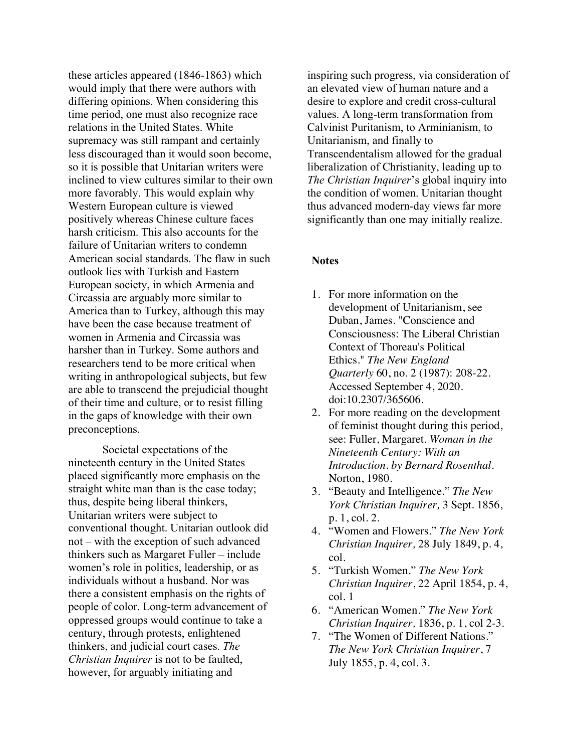these articles appeared (1846-1863) which would imply that there were authors with differing opinions. When considering this time period, one must also recognize race relations in the United States. White supremacy was still rampant and certainly less discouraged than it would soon become, so it is possible that Unitarian writers were inclined to view cultures similar to their own more favorably. This would explain why Western European culture is viewed positively whereas Chinese culture faces harsh criticism. This also accounts for the failure of Unitarian writers to condemn American social standards. The flaw in such outlook lies with Turkish and Eastern European society, in which Armenia and Circassia are arguably more similar to America than to Turkey, although this may have been the case because treatment of women in Armenia and Circassia was harsher than in Turkey. Some authors and researchers tend to be more critical when writing in anthropological subjects, but few are able to transcend the prejudicial thought of their time and culture, or to resist filling in the gaps of knowledge with their own preconceptions.

Societal expectations of the nineteenth century in the United States placed significantly more emphasis on the straight white man than is the case today; thus, despite being liberal thinkers, Unitarian writers were subject to conventional thought. Unitarian outlook did not – with the exception of such advanced thinkers such as Margaret Fuller – include women's role in politics, leadership, or as individuals without a husband. Nor was there a consistent emphasis on the rights of people of color. Long-term advancement of oppressed groups would continue to take a century, through protests, enlightened thinkers, and judicial court cases. *The Christian Inquirer* is not to be faulted, however, for arguably initiating and inspiring such progress, via consideration of an elevated view of human nature and a desire to explore and credit cross-cultural values. A long-term transformation from Calvinist Puritanism, to Arminianism, to Unitarianism, and finally to Transcendentalism allowed for the gradual liberalization of Christianity, leading up to *The Christian Inquirer*'s global inquiry into the condition of women. Unitarian thought thus advanced modern-day views far more significantly than one may initially realize.

**Notes**

1. For more information on the development of Unitarianism, see Duban, James. "Conscience and Consciousness: The Liberal Christian Context of Thoreau's Political Ethics." *The New England Quarterly* 60, no. 2 (1987): 208-22. Accessed September 4, 2020. doi:10.2307/365606.
2. For more reading on the development of feminist thought during this period, see: Fuller, Margaret. *Woman in the Nineteenth Century: With an Introduction. by Bernard Rosenthal*. Norton, 1980.
3. "Beauty and Intelligence." *The New York Christian Inquirer,* 3 Sept. 1856, p. 1, col. 2.
4. "Women and Flowers." *The New York Christian Inquirer,* 28 July 1849, p. 4, col.
5. "Turkish Women." *The New York Christian Inquirer*, 22 April 1854, p. 4, col. 1
6. "American Women." *The New York Christian Inquirer,* 1836, p. 1, col 2-3.
7. "The Women of Different Nations." *The New York Christian Inquirer*, 7 July 1855, p. 4, col. 3.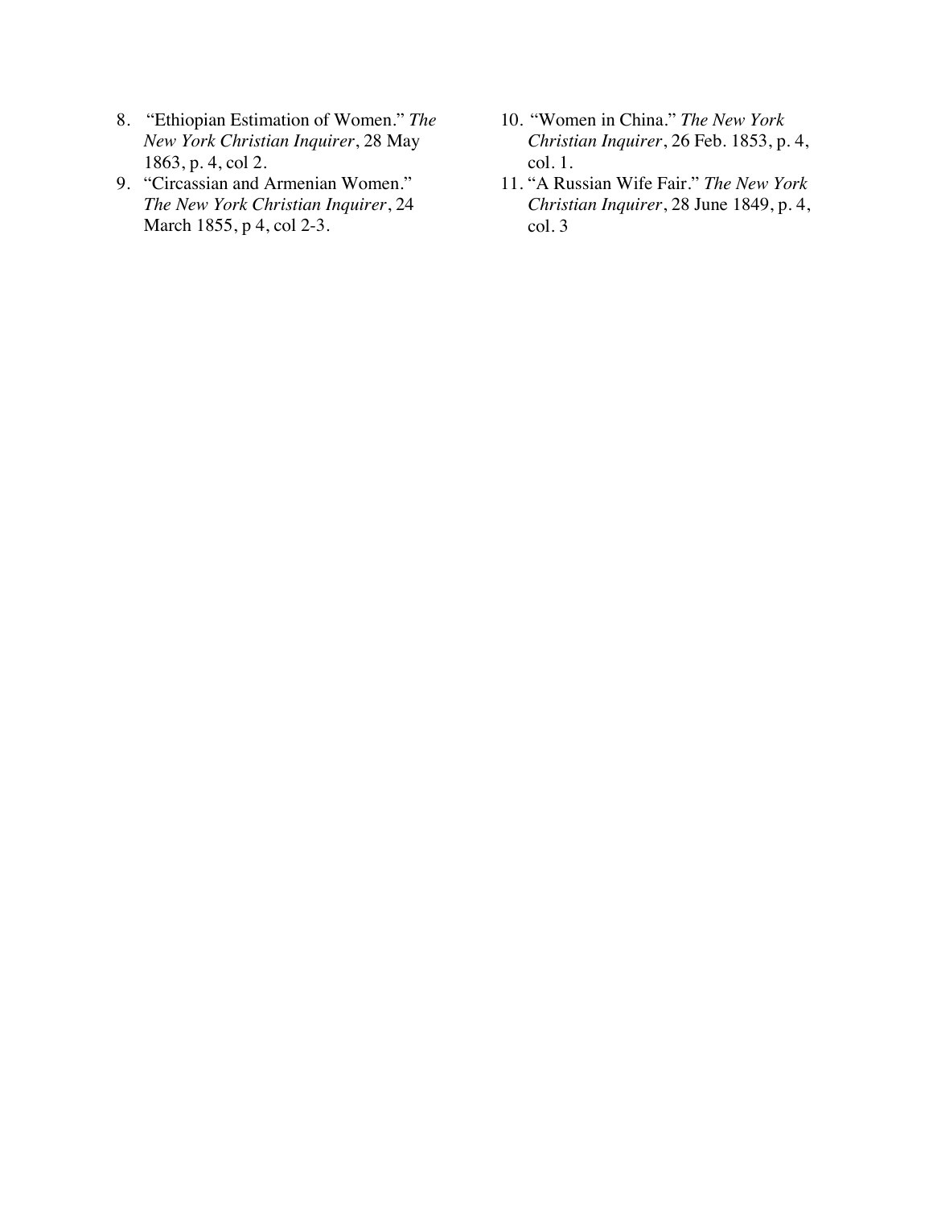8. "Ethiopian Estimation of Women." *The New York Christian Inquirer*, 28 May 1863, p. 4, col 2.
9. "Circassian and Armenian Women." *The New York Christian Inquirer*, 24 March 1855, p 4, col 2-3.
10. "Women in China." *The New York Christian Inquirer*, 26 Feb. 1853, p. 4, col. 1.
11. "A Russian Wife Fair." *The New York Christian Inquirer*, 28 June 1849, p. 4, col. 3